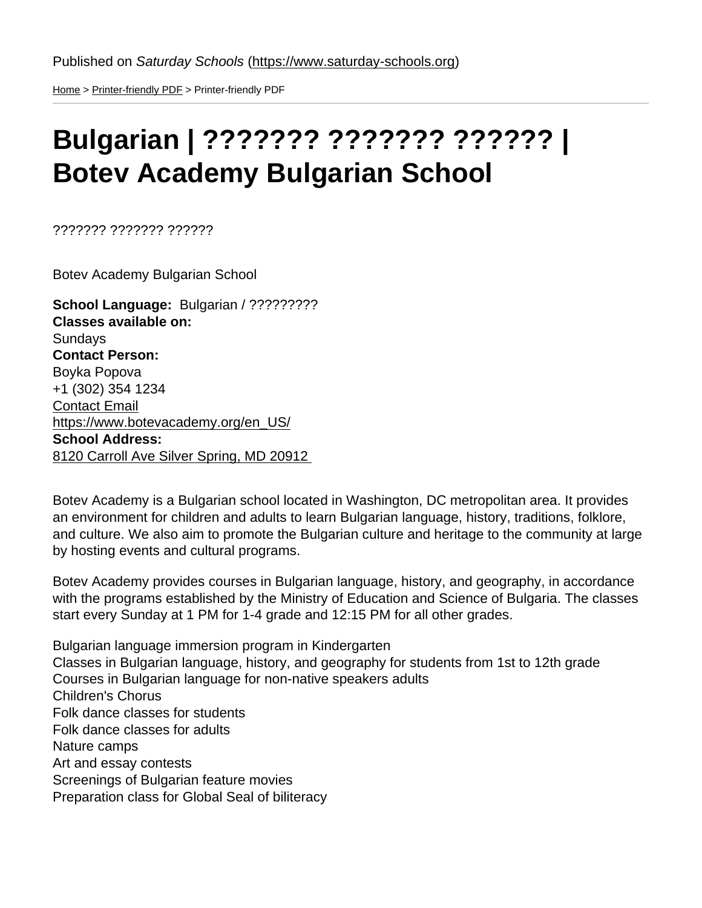Published on *Saturday Schools* (https://www.saturday-schools.org)

Home > Printer-friendly PDF > Printer-friendly PDF

# Bulgarian | ??????? ??????? ?????? | Botev Academy Bulgarian School

??????? ??????? ??????

Botev Academy Bulgarian School

**School Language:** Bulgarian / ?????????
**Classes available on:**
Sundays
**Contact Person:**
Boyka Popova
+1 (302) 354 1234
Contact Email
https://www.botevacademy.org/en_US/
**School Address:**
8120 Carroll Ave Silver Spring, MD 20912

Botev Academy is a Bulgarian school located in Washington, DC metropolitan area. It provides an environment for children and adults to learn Bulgarian language, history, traditions, folklore, and culture. We also aim to promote the Bulgarian culture and heritage to the community at large by hosting events and cultural programs.

Botev Academy provides courses in Bulgarian language, history, and geography, in accordance with the programs established by the Ministry of Education and Science of Bulgaria. The classes start every Sunday at 1 PM for 1-4 grade and 12:15 PM for all other grades.

Bulgarian language immersion program in Kindergarten
Classes in Bulgarian language, history, and geography for students from 1st to 12th grade
Courses in Bulgarian language for non-native speakers adults
Children's Chorus
Folk dance classes for students
Folk dance classes for adults
Nature camps
Art and essay contests
Screenings of Bulgarian feature movies
Preparation class for Global Seal of biliteracy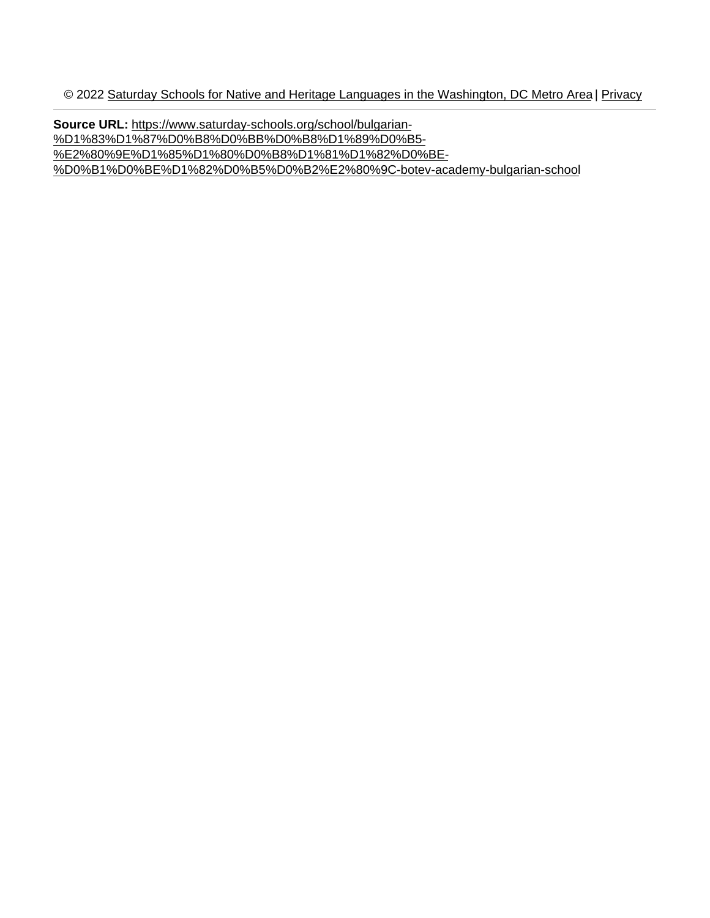© 2022 Saturday Schools for Native and Heritage Languages in the Washington, DC Metro Area | Privacy

**Source URL:** https://www.saturday-schools.org/school/bulgarian-%D1%83%D1%87%D0%B8%D0%BB%D0%B8%D1%89%D0%B5-%E2%80%9E%D1%85%D1%80%D0%B8%D1%81%D1%82%D0%BE-%D0%B1%D0%BE%D1%82%D0%B5%D0%B2%E2%80%9C-botev-academy-bulgarian-school